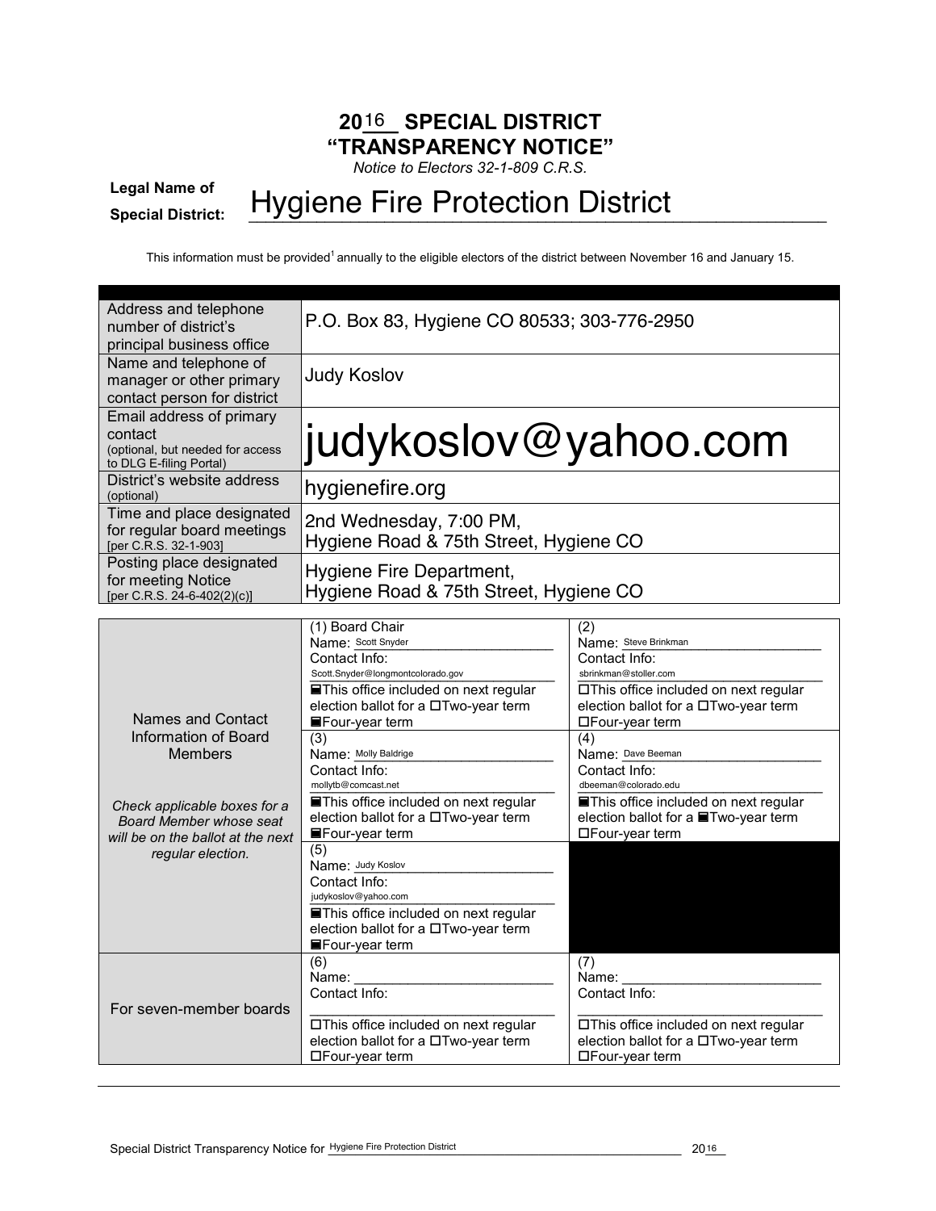# 2016 SPECIAL DISTRICT
# "TRANSPARENCY NOTICE"

*Notice to Electors 32-1-809 C.R.S.*

**Legal Name of Special District:** Hygiene Fire Protection District

This information must be provided[1] annually to the eligible electors of the district between November 16 and January 15.

| | |
|---|---|
| Address and telephone number of district's principal business office | P.O. Box 83, Hygiene CO 80533; 303-776-2950 |
| Name and telephone of manager or other primary contact person for district | Judy Koslov |
| Email address of primary contact (optional, but needed for access to DLG E-filing Portal) | judykoslov@yahoo.com |
| District's website address (optional) | hygienefire.org |
| Time and place designated for regular board meetings [per C.R.S. 32-1-903] | 2nd Wednesday, 7:00 PM, Hygiene Road & 75th Street, Hygiene CO |
| Posting place designated for meeting Notice [per C.R.S. 24-6-402(2)(c)] | Hygiene Fire Department, Hygiene Road & 75th Street, Hygiene CO |

| | | |
|---|---|---|
| Names and Contact Information of Board Members<br><br>*Check applicable boxes for a Board Member whose seat will be on the ballot at the next regular election.* | (1) Board Chair<br>Name: Scott Snyder<br>Contact Info: Scott.Snyder@longmontcolorado.gov<br>■This office included on next regular election ballot for a ☐Two-year term ■Four-year term | (2)<br>Name: Steve Brinkman<br>Contact Info: sbrinkman@stoller.com<br>☐This office included on next regular election ballot for a ☐Two-year term ☐Four-year term |
| | (3)<br>Name: Molly Baldrige<br>Contact Info: mollytb@comcast.net<br>■This office included on next regular election ballot for a ☐Two-year term ■Four-year term | (4)<br>Name: Dave Beeman<br>Contact Info: dbeeman@colorado.edu<br>■This office included on next regular election ballot for a ■Two-year term ☐Four-year term |
| | (5)<br>Name: Judy Koslov<br>Contact Info: judykoslov@yahoo.com<br>■This office included on next regular election ballot for a ☐Two-year term ■Four-year term | |
| For seven-member boards | (6)<br>Name:<br>Contact Info:<br>☐This office included on next regular election ballot for a ☐Two-year term ☐Four-year term | (7)<br>Name:<br>Contact Info:<br>☐This office included on next regular election ballot for a ☐Two-year term ☐Four-year term |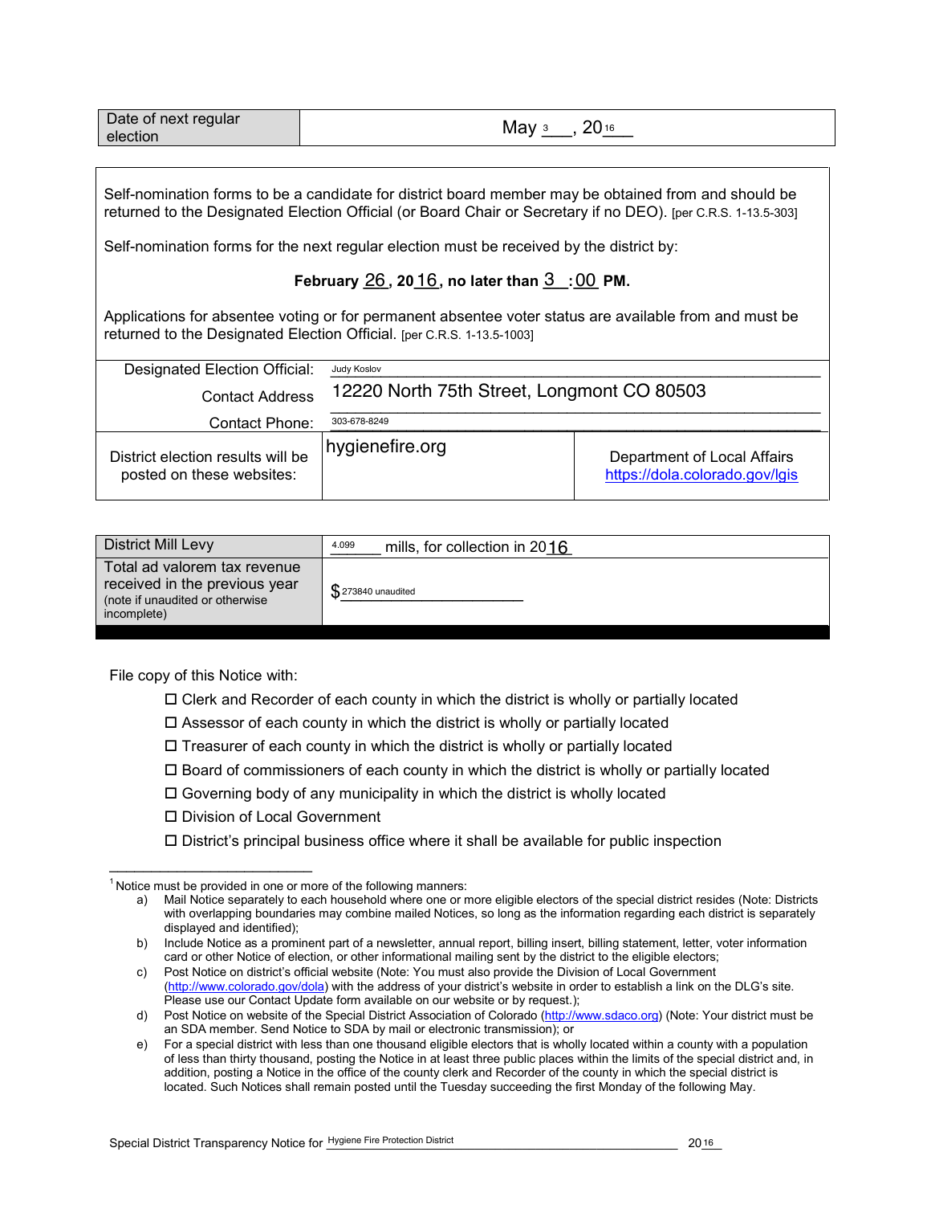| | |
|---|---|
| Date of next regular election | May 3, 2016 |

Self-nomination forms to be a candidate for district board member may be obtained from and should be returned to the Designated Election Official (or Board Chair or Secretary if no DEO). [per C.R.S. 1-13.5-303]

Self-nomination forms for the next regular election must be received by the district by:

**February 26, 2016, no later than 3:00 PM.**

Applications for absentee voting or for permanent absentee voter status are available from and must be returned to the Designated Election Official. [per C.R.S. 1-13.5-1003]

| | | |
|---|---|---|
| Designated Election Official: | Judy Koslov | |
| Contact Address | 12220 North 75th Street, Longmont CO 80503 | |
| Contact Phone: | 303-678-8249 | |
| District election results will be posted on these websites: | hygienefire.org | Department of Local Affairs https://dola.colorado.gov/lgis |

| | |
|---|---|
| District Mill Levy | 4.099 mills, for collection in 2016 |
| Total ad valorem tax revenue received in the previous year (note if unaudited or otherwise incomplete) | $ 273840 unaudited |

File copy of this Notice with:

- ☐ Clerk and Recorder of each county in which the district is wholly or partially located
- ☐ Assessor of each county in which the district is wholly or partially located
- ☐ Treasurer of each county in which the district is wholly or partially located
- ☐ Board of commissioners of each county in which the district is wholly or partially located
- ☐ Governing body of any municipality in which the district is wholly located
- ☐ Division of Local Government
- ☐ District's principal business office where it shall be available for public inspection

---

[1] Notice must be provided in one or more of the following manners:

a) Mail Notice separately to each household where one or more eligible electors of the special district resides (Note: Districts with overlapping boundaries may combine mailed Notices, so long as the information regarding each district is separately displayed and identified);

b) Include Notice as a prominent part of a newsletter, annual report, billing insert, billing statement, letter, voter information card or other Notice of election, or other informational mailing sent by the district to the eligible electors;

c) Post Notice on district's official website (Note: You must also provide the Division of Local Government (http://www.colorado.gov/dola) with the address of your district's website in order to establish a link on the DLG's site. Please use our Contact Update form available on our website or by request.);

d) Post Notice on website of the Special District Association of Colorado (http://www.sdaco.org) (Note: Your district must be an SDA member. Send Notice to SDA by mail or electronic transmission); or

e) For a special district with less than one thousand eligible electors that is wholly located within a county with a population of less than thirty thousand, posting the Notice in at least three public places within the limits of the special district and, in addition, posting a Notice in the office of the county clerk and Recorder of the county in which the special district is located. Such Notices shall remain posted until the Tuesday succeeding the first Monday of the following May.

Special District Transparency Notice for Hygiene Fire Protection District 2016